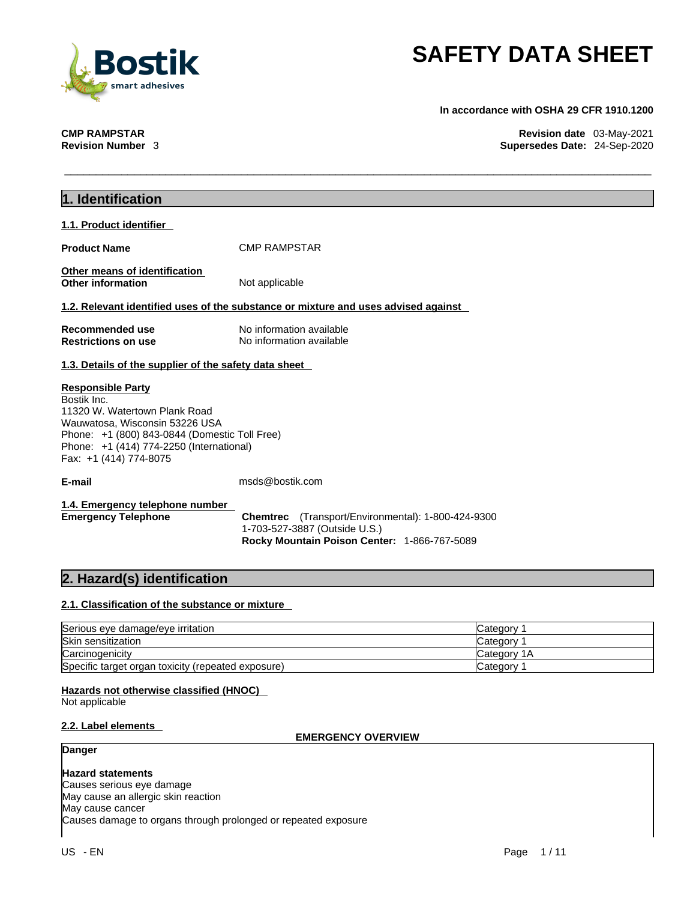# SAFETY DATA SHEET

**In accordance with OSHA 29 CFR 1910.1200**

**CMP RAMPSTAR**
**Revision Number** 3

**Revision date** 03-May-2021
**Supersedes Date:** 24-Sep-2020

## 1. Identification

### 1.1. Product identifier

**Product Name** CMP RAMPSTAR

**Other means of identification**
**Other information** Not applicable

### 1.2. Relevant identified uses of the substance or mixture and uses advised against

**Recommended use** No information available
**Restrictions on use** No information available

### 1.3. Details of the supplier of the safety data sheet

**Responsible Party**
Bostik Inc.
11320 W. Watertown Plank Road
Wauwatosa, Wisconsin 53226 USA
Phone: +1 (800) 843-0844 (Domestic Toll Free)
Phone: +1 (414) 774-2250 (International)
Fax: +1 (414) 774-8075

**E-mail** msds@bostik.com

### 1.4. Emergency telephone number

**Emergency Telephone** **Chemtrec** (Transport/Environmental): 1-800-424-9300
1-703-527-3887 (Outside U.S.)
**Rocky Mountain Poison Center:** 1-866-767-5089

## 2. Hazard(s) identification

### 2.1. Classification of the substance or mixture

| | |
|---|---|
| Serious eye damage/eye irritation | Category 1 |
| Skin sensitization | Category 1 |
| Carcinogenicity | Category 1A |
| Specific target organ toxicity (repeated exposure) | Category 1 |

**Hazards not otherwise classified (HNOC)**
Not applicable

### 2.2. Label elements

**EMERGENCY OVERVIEW**

**Danger**

**Hazard statements**
Causes serious eye damage
May cause an allergic skin reaction
May cause cancer
Causes damage to organs through prolonged or repeated exposure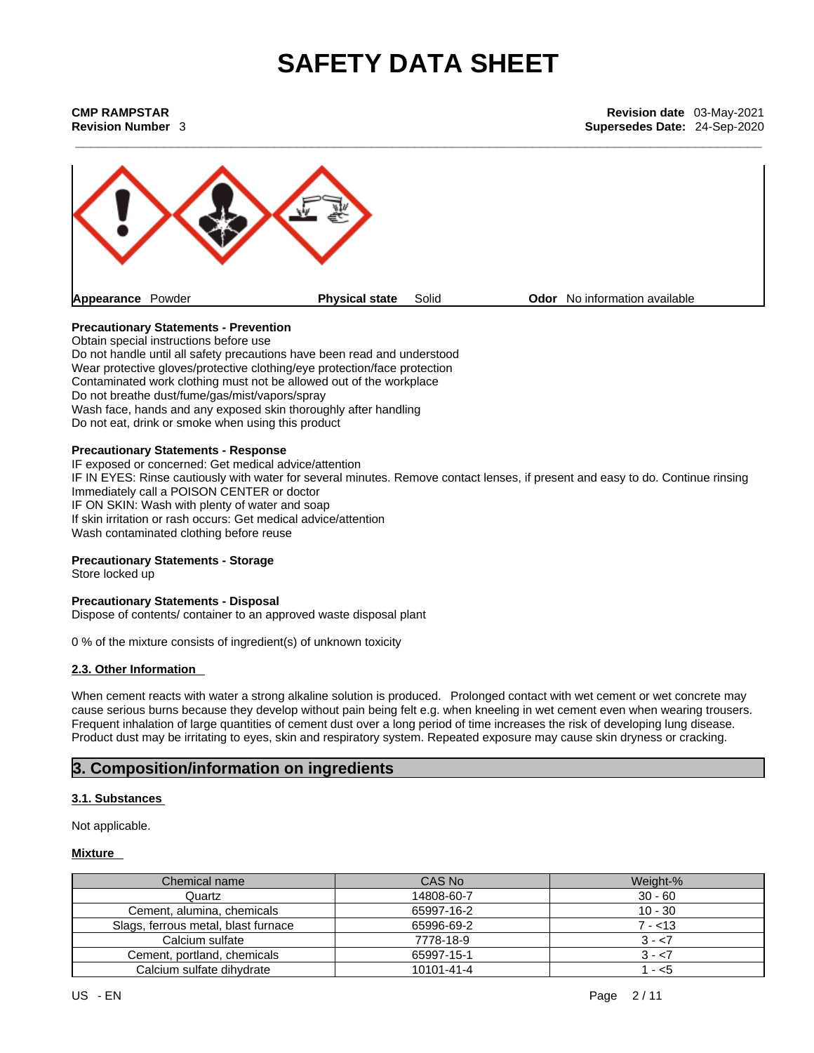| **Appearance** Powder | **Physical state** Solid | **Odor** No information available |
|---|---|---|

**Precautionary Statements - Prevention**
Obtain special instructions before use
Do not handle until all safety precautions have been read and understood
Wear protective gloves/protective clothing/eye protection/face protection
Contaminated work clothing must not be allowed out of the workplace
Do not breathe dust/fume/gas/mist/vapors/spray
Wash face, hands and any exposed skin thoroughly after handling
Do not eat, drink or smoke when using this product

**Precautionary Statements - Response**
IF exposed or concerned: Get medical advice/attention
IF IN EYES: Rinse cautiously with water for several minutes. Remove contact lenses, if present and easy to do. Continue rinsing
Immediately call a POISON CENTER or doctor
IF ON SKIN: Wash with plenty of water and soap
If skin irritation or rash occurs: Get medical advice/attention
Wash contaminated clothing before reuse

**Precautionary Statements - Storage**
Store locked up

**Precautionary Statements - Disposal**
Dispose of contents/ container to an approved waste disposal plant

0 % of the mixture consists of ingredient(s) of unknown toxicity

### 2.3. Other Information

When cement reacts with water a strong alkaline solution is produced. Prolonged contact with wet cement or wet concrete may cause serious burns because they develop without pain being felt e.g. when kneeling in wet cement even when wearing trousers. Frequent inhalation of large quantities of cement dust over a long period of time increases the risk of developing lung disease. Product dust may be irritating to eyes, skin and respiratory system. Repeated exposure may cause skin dryness or cracking.

## 3. Composition/information on ingredients

### 3.1. Substances

Not applicable.

### Mixture

| Chemical name | CAS No | Weight-% |
|---|---|---|
| Quartz | 14808-60-7 | 30 - 60 |
| Cement, alumina, chemicals | 65997-16-2 | 10 - 30 |
| Slags, ferrous metal, blast furnace | 65996-69-2 | 7 - <13 |
| Calcium sulfate | 7778-18-9 | 3 - <7 |
| Cement, portland, chemicals | 65997-15-1 | 3 - <7 |
| Calcium sulfate dihydrate | 10101-41-4 | 1 - <5 |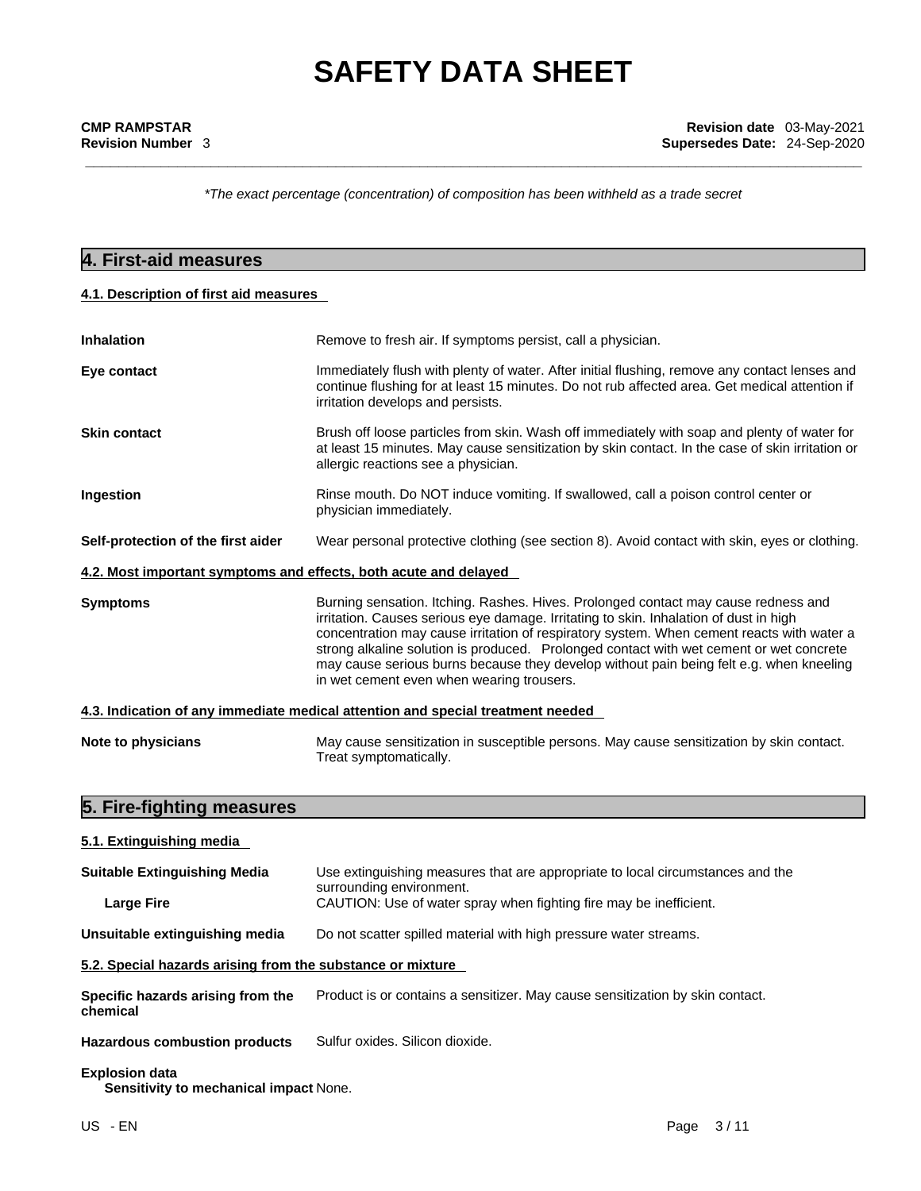*The exact percentage (concentration) of composition has been withheld as a trade secret*

## 4. First-aid measures

### 4.1. Description of first aid measures

**Inhalation** Remove to fresh air. If symptoms persist, call a physician.

**Eye contact** Immediately flush with plenty of water. After initial flushing, remove any contact lenses and continue flushing for at least 15 minutes. Do not rub affected area. Get medical attention if irritation develops and persists.

**Skin contact** Brush off loose particles from skin. Wash off immediately with soap and plenty of water for at least 15 minutes. May cause sensitization by skin contact. In the case of skin irritation or allergic reactions see a physician.

**Ingestion** Rinse mouth. Do NOT induce vomiting. If swallowed, call a poison control center or physician immediately.

**Self-protection of the first aider** Wear personal protective clothing (see section 8). Avoid contact with skin, eyes or clothing.

### 4.2. Most important symptoms and effects, both acute and delayed

**Symptoms** Burning sensation. Itching. Rashes. Hives. Prolonged contact may cause redness and irritation. Causes serious eye damage. Irritating to skin. Inhalation of dust in high concentration may cause irritation of respiratory system. When cement reacts with water a strong alkaline solution is produced. Prolonged contact with wet cement or wet concrete may cause serious burns because they develop without pain being felt e.g. when kneeling in wet cement even when wearing trousers.

### 4.3. Indication of any immediate medical attention and special treatment needed

**Note to physicians** May cause sensitization in susceptible persons. May cause sensitization by skin contact. Treat symptomatically.

## 5. Fire-fighting measures

### 5.1. Extinguishing media

**Suitable Extinguishing Media** Use extinguishing measures that are appropriate to local circumstances and the surrounding environment.

**Large Fire** CAUTION: Use of water spray when fighting fire may be inefficient.

**Unsuitable extinguishing media** Do not scatter spilled material with high pressure water streams.

### 5.2. Special hazards arising from the substance or mixture

**Specific hazards arising from the chemical** Product is or contains a sensitizer. May cause sensitization by skin contact.

**Hazardous combustion products** Sulfur oxides. Silicon dioxide.

**Explosion data**

**Sensitivity to mechanical impact** None.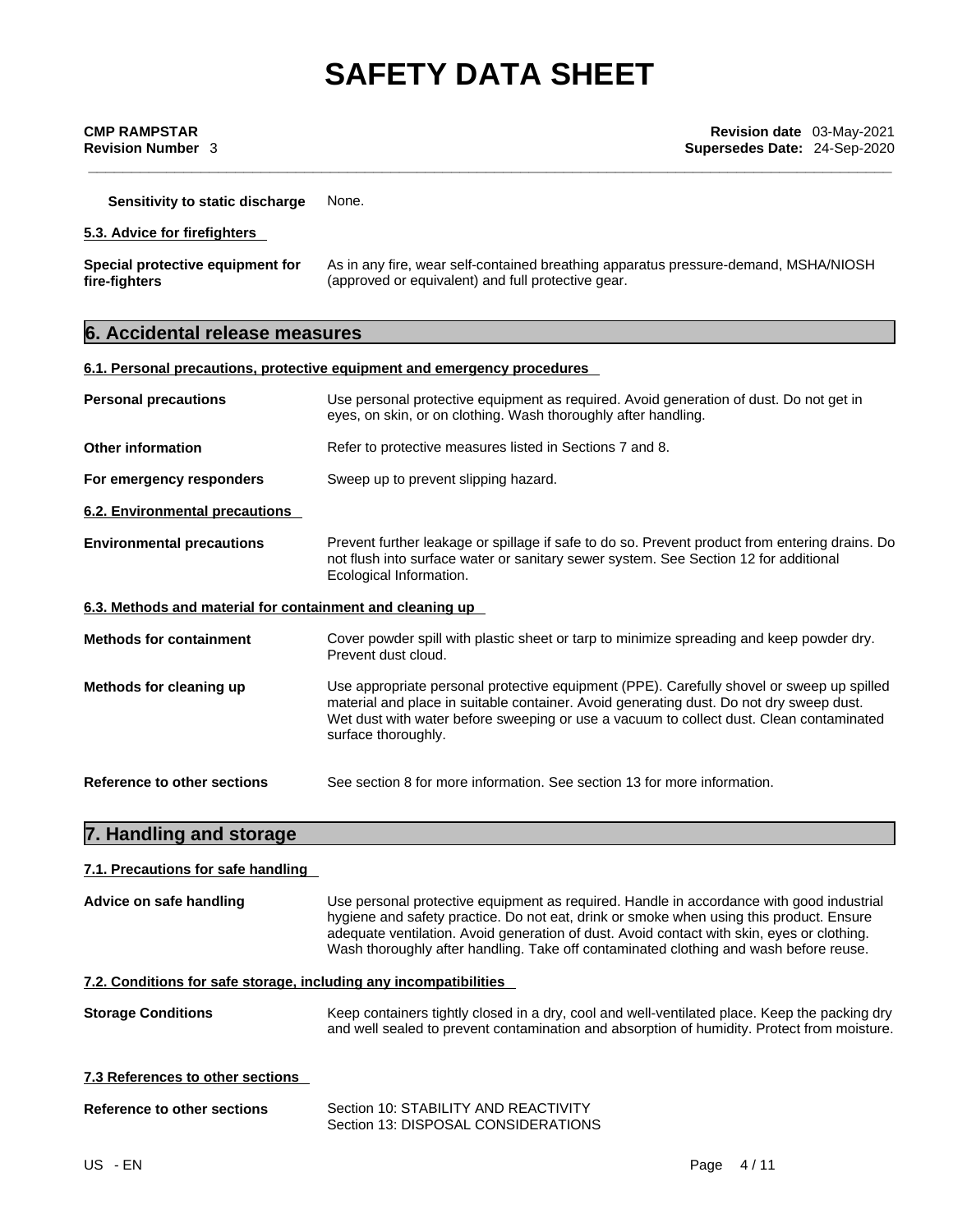**Sensitivity to static discharge** None.

**5.3. Advice for firefighters**

**Special protective equipment for fire-fighters** As in any fire, wear self-contained breathing apparatus pressure-demand, MSHA/NIOSH (approved or equivalent) and full protective gear.

## 6. Accidental release measures

### 6.1. Personal precautions, protective equipment and emergency procedures

**Personal precautions** Use personal protective equipment as required. Avoid generation of dust. Do not get in eyes, on skin, or on clothing. Wash thoroughly after handling.

**Other information** Refer to protective measures listed in Sections 7 and 8.

**For emergency responders** Sweep up to prevent slipping hazard.

### 6.2. Environmental precautions

**Environmental precautions** Prevent further leakage or spillage if safe to do so. Prevent product from entering drains. Do not flush into surface water or sanitary sewer system. See Section 12 for additional Ecological Information.

### 6.3. Methods and material for containment and cleaning up

**Methods for containment** Cover powder spill with plastic sheet or tarp to minimize spreading and keep powder dry. Prevent dust cloud.

**Methods for cleaning up** Use appropriate personal protective equipment (PPE). Carefully shovel or sweep up spilled material and place in suitable container. Avoid generating dust. Do not dry sweep dust. Wet dust with water before sweeping or use a vacuum to collect dust. Clean contaminated surface thoroughly.

**Reference to other sections** See section 8 for more information. See section 13 for more information.

## 7. Handling and storage

### 7.1. Precautions for safe handling

**Advice on safe handling** Use personal protective equipment as required. Handle in accordance with good industrial hygiene and safety practice. Do not eat, drink or smoke when using this product. Ensure adequate ventilation. Avoid generation of dust. Avoid contact with skin, eyes or clothing. Wash thoroughly after handling. Take off contaminated clothing and wash before reuse.

### 7.2. Conditions for safe storage, including any incompatibilities

**Storage Conditions** Keep containers tightly closed in a dry, cool and well-ventilated place. Keep the packing dry and well sealed to prevent contamination and absorption of humidity. Protect from moisture.

### 7.3 References to other sections

**Reference to other sections** Section 10: STABILITY AND REACTIVITY
Section 13: DISPOSAL CONSIDERATIONS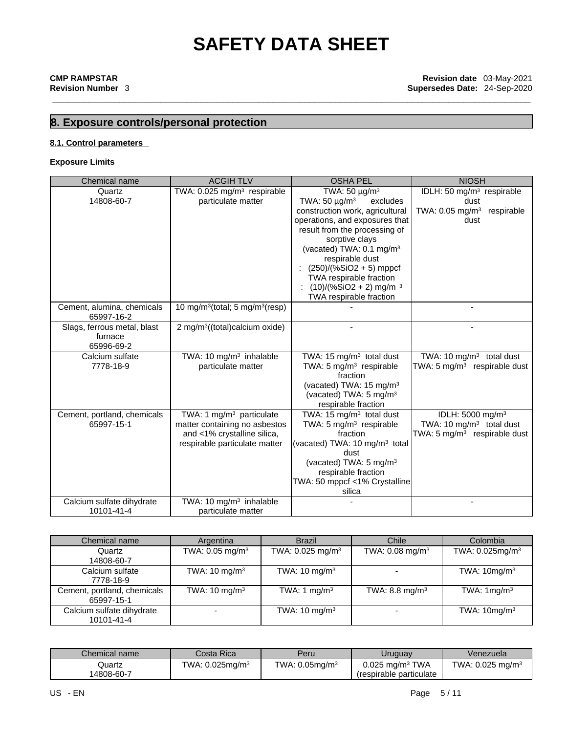# SAFETY DATA SHEET

**CMP RAMPSTAR**
**Revision Number** 3

**Revision date** 03-May-2021
**Supersedes Date:** 24-Sep-2020

## 8. Exposure controls/personal protection

### 8.1. Control parameters

**Exposure Limits**

| Chemical name | ACGIH TLV | OSHA PEL | NIOSH |
|---|---|---|---|
| Quartz<br>14808-60-7 | TWA: 0.025 mg/m³ respirable particulate matter | TWA: 50 μg/m³<br>TWA: 50 μg/m³ excludes construction work, agricultural operations, and exposures that result from the processing of sorptive clays<br>(vacated) TWA: 0.1 mg/m³ respirable dust<br>: (250)/(%SiO2 + 5) mppcf TWA respirable fraction<br>: (10)/(%SiO2 + 2) mg/m ³ TWA respirable fraction | IDLH: 50 mg/m³ respirable dust<br>TWA: 0.05 mg/m³ respirable dust |
| Cement, alumina, chemicals<br>65997-16-2 | 10 mg/m³(total; 5 mg/m³(resp) | - | - |
| Slags, ferrous metal, blast furnace<br>65996-69-2 | 2 mg/m³((total)calcium oxide) | - | - |
| Calcium sulfate<br>7778-18-9 | TWA: 10 mg/m³ inhalable particulate matter | TWA: 15 mg/m³ total dust<br>TWA: 5 mg/m³ respirable fraction<br>(vacated) TWA: 15 mg/m³<br>(vacated) TWA: 5 mg/m³ respirable fraction | TWA: 10 mg/m³ total dust<br>TWA: 5 mg/m³ respirable dust |
| Cement, portland, chemicals<br>65997-15-1 | TWA: 1 mg/m³ particulate matter containing no asbestos and <1% crystalline silica, respirable particulate matter | TWA: 15 mg/m³ total dust<br>TWA: 5 mg/m³ respirable fraction<br>(vacated) TWA: 10 mg/m³ total dust<br>(vacated) TWA: 5 mg/m³ respirable fraction<br>TWA: 50 mppcf <1% Crystalline silica | IDLH: 5000 mg/m³<br>TWA: 10 mg/m³ total dust<br>TWA: 5 mg/m³ respirable dust |
| Calcium sulfate dihydrate<br>10101-41-4 | TWA: 10 mg/m³ inhalable particulate matter | - | - |

| Chemical name | Argentina | Brazil | Chile | Colombia |
|---|---|---|---|---|
| Quartz<br>14808-60-7 | TWA: 0.05 mg/m³ | TWA: 0.025 mg/m³ | TWA: 0.08 mg/m³ | TWA: 0.025mg/m³ |
| Calcium sulfate<br>7778-18-9 | TWA: 10 mg/m³ | TWA: 10 mg/m³ | - | TWA: 10mg/m³ |
| Cement, portland, chemicals<br>65997-15-1 | TWA: 10 mg/m³ | TWA: 1 mg/m³ | TWA: 8.8 mg/m³ | TWA: 1mg/m³ |
| Calcium sulfate dihydrate<br>10101-41-4 | - | TWA: 10 mg/m³ | - | TWA: 10mg/m³ |

| Chemical name | Costa Rica | Peru | Uruguay | Venezuela |
|---|---|---|---|---|
| Quartz<br>14808-60-7 | TWA: 0.025mg/m³ | TWA: 0.05mg/m³ | 0.025 mg/m³ TWA (respirable particulate | TWA: 0.025 mg/m³ |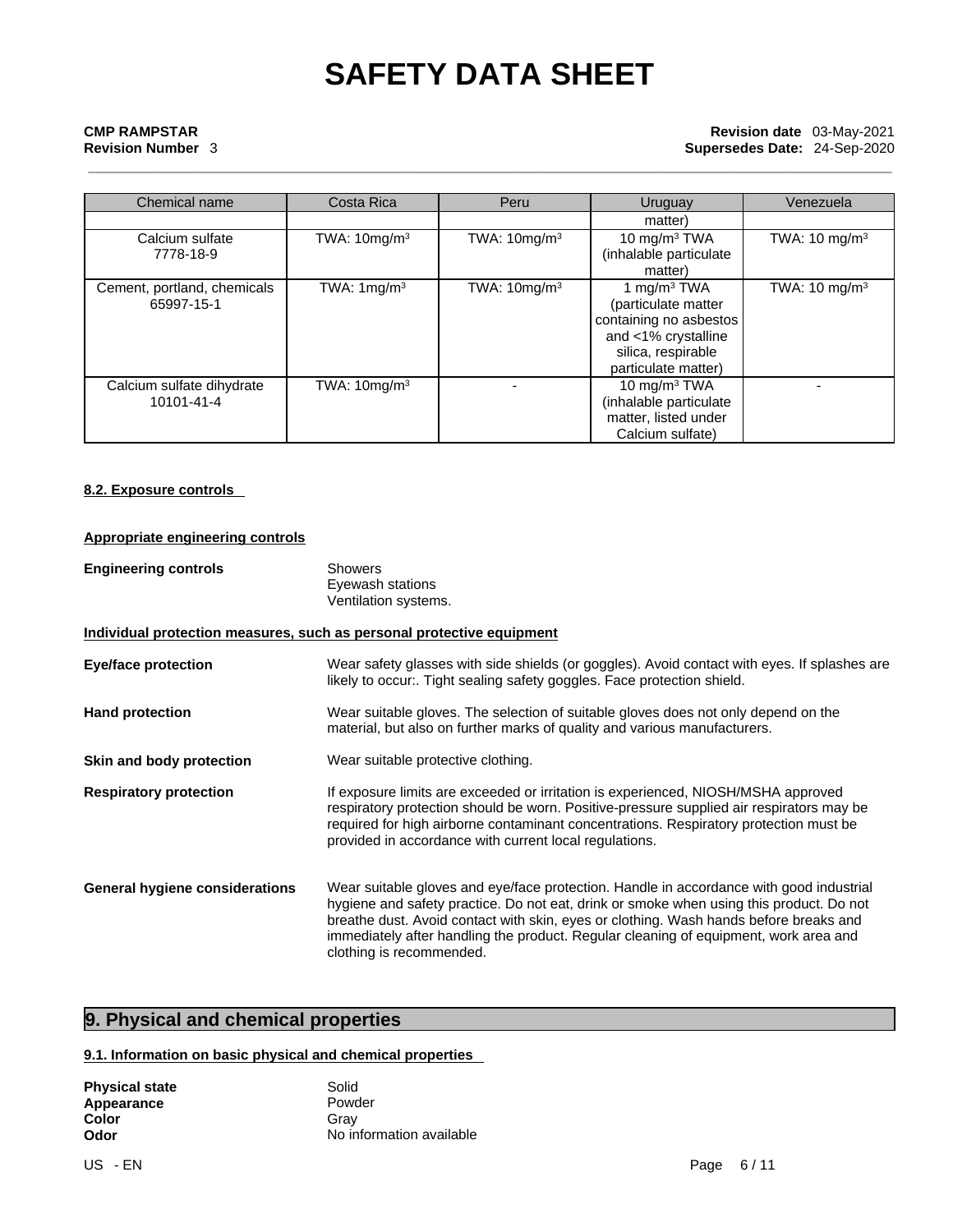| Chemical name | Costa Rica | Peru | Uruguay | Venezuela |
|---|---|---|---|---|
| | | | matter) | |
| Calcium sulfate 7778-18-9 | TWA: 10mg/m³ | TWA: 10mg/m³ | 10 mg/m³ TWA (inhalable particulate matter) | TWA: 10 mg/m³ |
| Cement, portland, chemicals 65997-15-1 | TWA: 1mg/m³ | TWA: 10mg/m³ | 1 mg/m³ TWA (particulate matter containing no asbestos and <1% crystalline silica, respirable particulate matter) | TWA: 10 mg/m³ |
| Calcium sulfate dihydrate 10101-41-4 | TWA: 10mg/m³ | - | 10 mg/m³ TWA (inhalable particulate matter, listed under Calcium sulfate) | - |

**8.2. Exposure controls**

**Appropriate engineering controls**

**Engineering controls**
Showers
Eyewash stations
Ventilation systems.

**Individual protection measures, such as personal protective equipment**

**Eye/face protection**
Wear safety glasses with side shields (or goggles). Avoid contact with eyes. If splashes are likely to occur:. Tight sealing safety goggles. Face protection shield.

**Hand protection**
Wear suitable gloves. The selection of suitable gloves does not only depend on the material, but also on further marks of quality and various manufacturers.

**Skin and body protection**
Wear suitable protective clothing.

**Respiratory protection**
If exposure limits are exceeded or irritation is experienced, NIOSH/MSHA approved respiratory protection should be worn. Positive-pressure supplied air respirators may be required for high airborne contaminant concentrations. Respiratory protection must be provided in accordance with current local regulations.

**General hygiene considerations**
Wear suitable gloves and eye/face protection. Handle in accordance with good industrial hygiene and safety practice. Do not eat, drink or smoke when using this product. Do not breathe dust. Avoid contact with skin, eyes or clothing. Wash hands before breaks and immediately after handling the product. Regular cleaning of equipment, work area and clothing is recommended.

## 9. Physical and chemical properties

**9.1. Information on basic physical and chemical properties**

**Physical state** Solid
**Appearance** Powder
**Color** Gray
**Odor** No information available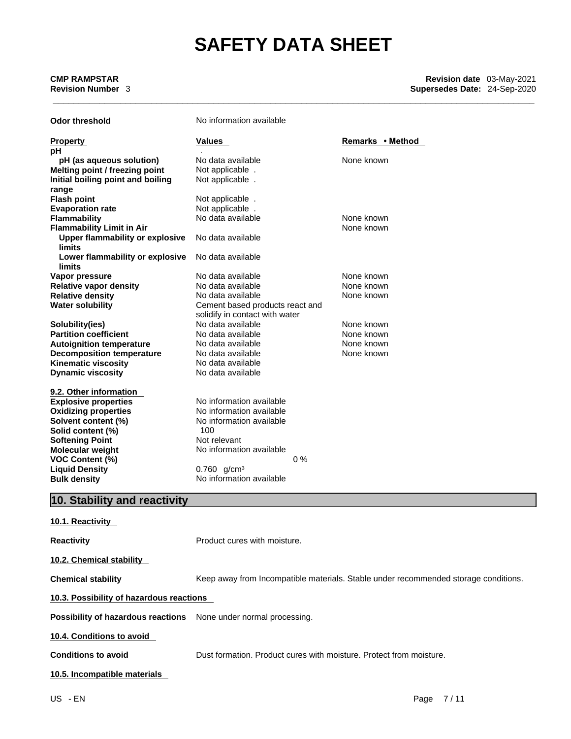| Property | Values | Remarks • Method |
|---|---|---|
| **Odor threshold** | No information available | |
| **pH** | . | |
| **pH (as aqueous solution)** | No data available | None known |
| **Melting point / freezing point** | Not applicable . | |
| **Initial boiling point and boiling range** | Not applicable . | |
| **Flash point** | Not applicable . | |
| **Evaporation rate** | Not applicable . | |
| **Flammability** | No data available | None known |
| **Flammability Limit in Air** | | None known |
| **Upper flammability or explosive limits** | No data available | |
| **Lower flammability or explosive limits** | No data available | |
| **Vapor pressure** | No data available | None known |
| **Relative vapor density** | No data available | None known |
| **Relative density** | No data available | None known |
| **Water solubility** | Cement based products react and solidify in contact with water | |
| **Solubility(ies)** | No data available | None known |
| **Partition coefficient** | No data available | None known |
| **Autoignition temperature** | No data available | None known |
| **Decomposition temperature** | No data available | None known |
| **Kinematic viscosity** | No data available | |
| **Dynamic viscosity** | No data available | |

**9.2. Other information**

| | |
|---|---|
| **Explosive properties** | No information available |
| **Oxidizing properties** | No information available |
| **Solvent content (%)** | No information available |
| **Solid content (%)** | 100 |
| **Softening Point** | Not relevant |
| **Molecular weight** | No information available |
| **VOC Content (%)** | 0 % |
| **Liquid Density** | 0.760 g/cm³ |
| **Bulk density** | No information available |

## 10. Stability and reactivity

**10.1. Reactivity**

**Reactivity** Product cures with moisture.

**10.2. Chemical stability**

**Chemical stability** Keep away from Incompatible materials. Stable under recommended storage conditions.

**10.3. Possibility of hazardous reactions**

**Possibility of hazardous reactions** None under normal processing.

**10.4. Conditions to avoid**

**Conditions to avoid** Dust formation. Product cures with moisture. Protect from moisture.

**10.5. Incompatible materials**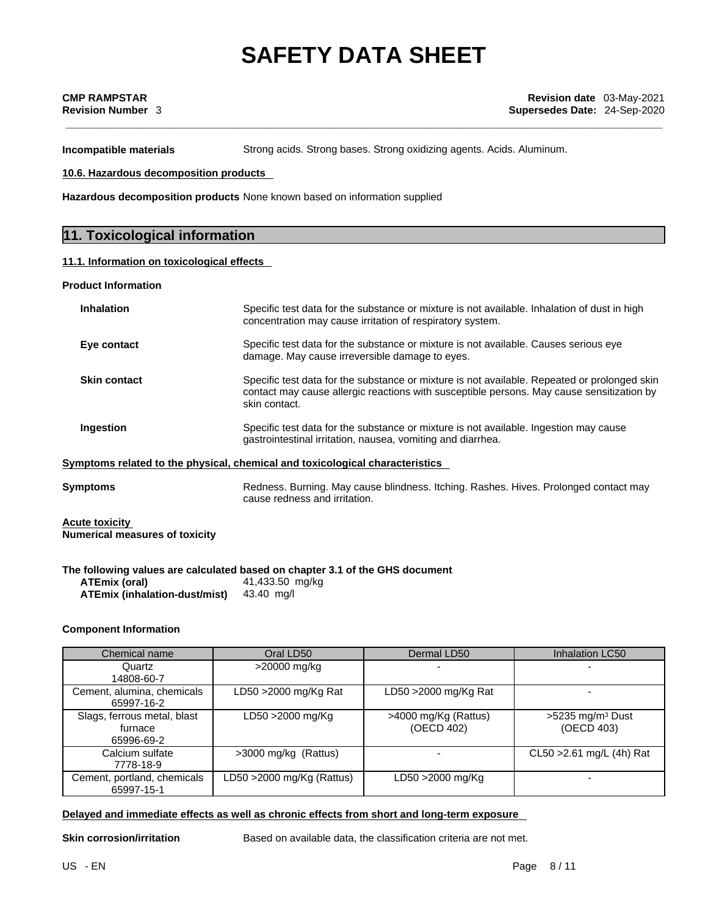**Incompatible materials** Strong acids. Strong bases. Strong oxidizing agents. Acids. Aluminum.

**10.6. Hazardous decomposition products**

**Hazardous decomposition products** None known based on information supplied

## 11. Toxicological information

**11.1. Information on toxicological effects**

**Product Information**

**Inhalation** Specific test data for the substance or mixture is not available. Inhalation of dust in high concentration may cause irritation of respiratory system.

**Eye contact** Specific test data for the substance or mixture is not available. Causes serious eye damage. May cause irreversible damage to eyes.

**Skin contact** Specific test data for the substance or mixture is not available. Repeated or prolonged skin contact may cause allergic reactions with susceptible persons. May cause sensitization by skin contact.

**Ingestion** Specific test data for the substance or mixture is not available. Ingestion may cause gastrointestinal irritation, nausea, vomiting and diarrhea.

**Symptoms related to the physical, chemical and toxicological characteristics**

**Symptoms** Redness. Burning. May cause blindness. Itching. Rashes. Hives. Prolonged contact may cause redness and irritation.

**Acute toxicity**
**Numerical measures of toxicity**

**The following values are calculated based on chapter 3.1 of the GHS document**
**ATEmix (oral)** 41,433.50 mg/kg
**ATEmix (inhalation-dust/mist)** 43.40 mg/l

**Component Information**

| Chemical name | Oral LD50 | Dermal LD50 | Inhalation LC50 |
|---|---|---|---|
| Quartz 14808-60-7 | >20000 mg/kg | - | - |
| Cement, alumina, chemicals 65997-16-2 | LD50 >2000 mg/Kg Rat | LD50 >2000 mg/Kg Rat | - |
| Slags, ferrous metal, blast furnace 65996-69-2 | LD50 >2000 mg/Kg | >4000 mg/Kg (Rattus) (OECD 402) | >5235 mg/m³ Dust (OECD 403) |
| Calcium sulfate 7778-18-9 | >3000 mg/kg (Rattus) | - | CL50 >2.61 mg/L (4h) Rat |
| Cement, portland, chemicals 65997-15-1 | LD50 >2000 mg/Kg (Rattus) | LD50 >2000 mg/Kg | - |

**Delayed and immediate effects as well as chronic effects from short and long-term exposure**

**Skin corrosion/irritation** Based on available data, the classification criteria are not met.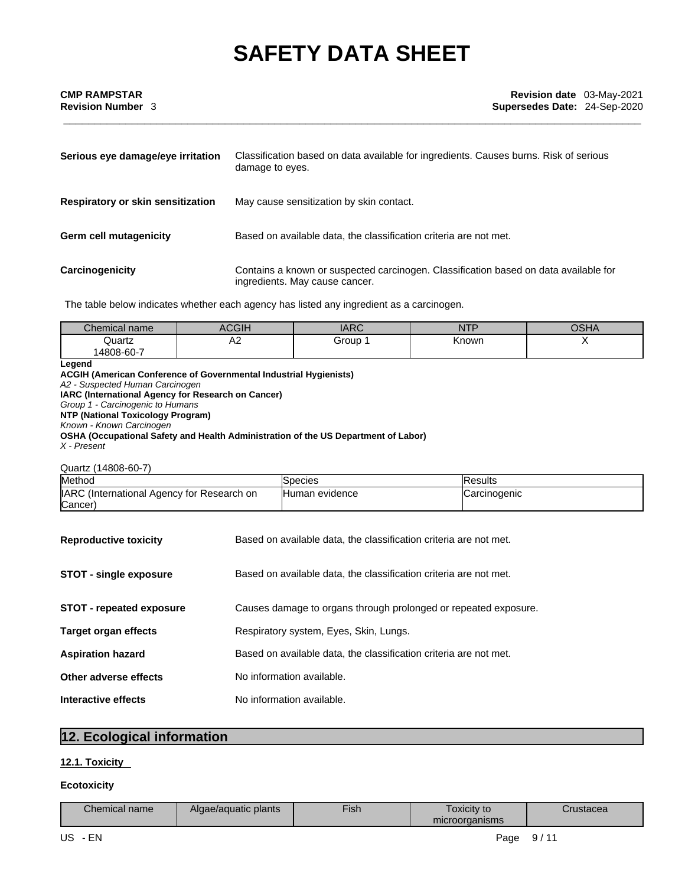**Serious eye damage/eye irritation** Classification based on data available for ingredients. Causes burns. Risk of serious damage to eyes.

**Respiratory or skin sensitization** May cause sensitization by skin contact.

**Germ cell mutagenicity** Based on available data, the classification criteria are not met.

**Carcinogenicity** Contains a known or suspected carcinogen. Classification based on data available for ingredients. May cause cancer.

The table below indicates whether each agency has listed any ingredient as a carcinogen.

| Chemical name | ACGIH | IARC | NTP | OSHA |
|---|---|---|---|---|
| Quartz 14808-60-7 | A2 | Group 1 | Known | X |

**Legend**
**ACGIH (American Conference of Governmental Industrial Hygienists)**
*A2 - Suspected Human Carcinogen*
**IARC (International Agency for Research on Cancer)**
*Group 1 - Carcinogenic to Humans*
**NTP (National Toxicology Program)**
*Known - Known Carcinogen*
**OSHA (Occupational Safety and Health Administration of the US Department of Labor)**
*X - Present*

Quartz (14808-60-7)

| Method | Species | Results |
|---|---|---|
| IARC (International Agency for Research on Cancer) | Human evidence | Carcinogenic |

**Reproductive toxicity** Based on available data, the classification criteria are not met.

**STOT - single exposure** Based on available data, the classification criteria are not met.

**STOT - repeated exposure** Causes damage to organs through prolonged or repeated exposure.

**Target organ effects** Respiratory system, Eyes, Skin, Lungs.

**Aspiration hazard** Based on available data, the classification criteria are not met.

**Other adverse effects** No information available.

**Interactive effects** No information available.

## 12. Ecological information

### 12.1. Toxicity

**Ecotoxicity**

| Chemical name | Algae/aquatic plants | Fish | Toxicity to microorganisms | Crustacea |
|---|---|---|---|---|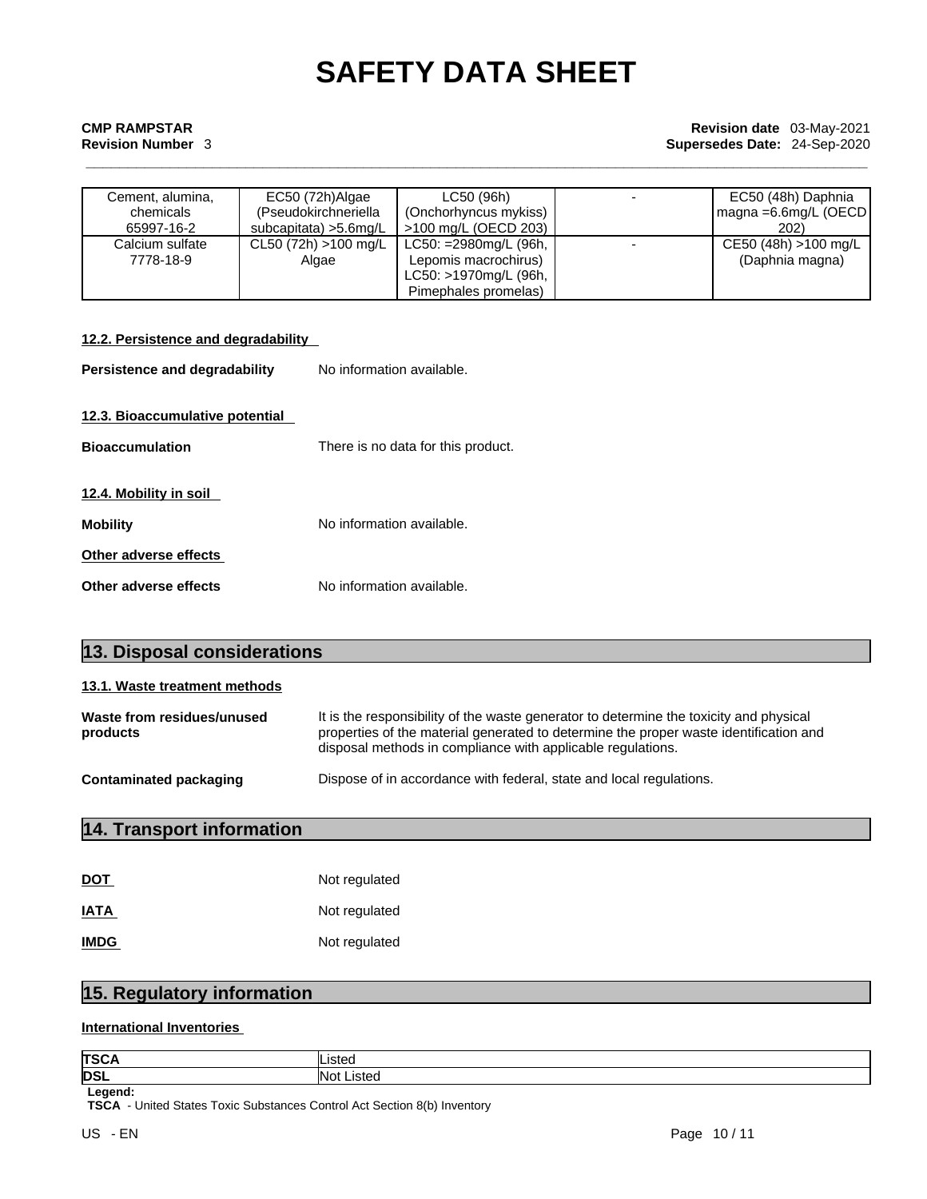| Cement, alumina, chemicals 65997-16-2 | EC50 (72h)Algae (Pseudokirchneriella subcapitata) >5.6mg/L | LC50 (96h) (Onchorhyncus mykiss) >100 mg/L (OECD 203) | - | EC50 (48h) Daphnia magna =6.6mg/L (OECD 202) |
|---|---|---|---|---|
| Calcium sulfate 7778-18-9 | CL50 (72h) >100 mg/L Algae | LC50: =2980mg/L (96h, Lepomis macrochirus) LC50: >1970mg/L (96h, Pimephales promelas) | - | CE50 (48h) >100 mg/L (Daphnia magna) |

**12.2. Persistence and degradability**

**Persistence and degradability** No information available.

**12.3. Bioaccumulative potential**

**Bioaccumulation** There is no data for this product.

**12.4. Mobility in soil**

**Mobility** No information available.

**Other adverse effects**

**Other adverse effects** No information available.

## 13. Disposal considerations

**13.1. Waste treatment methods**

**Waste from residues/unused products** It is the responsibility of the waste generator to determine the toxicity and physical properties of the material generated to determine the proper waste identification and disposal methods in compliance with applicable regulations.

**Contaminated packaging** Dispose of in accordance with federal, state and local regulations.

## 14. Transport information

**DOT** Not regulated

**IATA** Not regulated

**IMDG** Not regulated

## 15. Regulatory information

**International Inventories**

| | |
|---|---|
| **TSCA** | Listed |
| **DSL** | Not Listed |

**Legend:**
**TSCA** - United States Toxic Substances Control Act Section 8(b) Inventory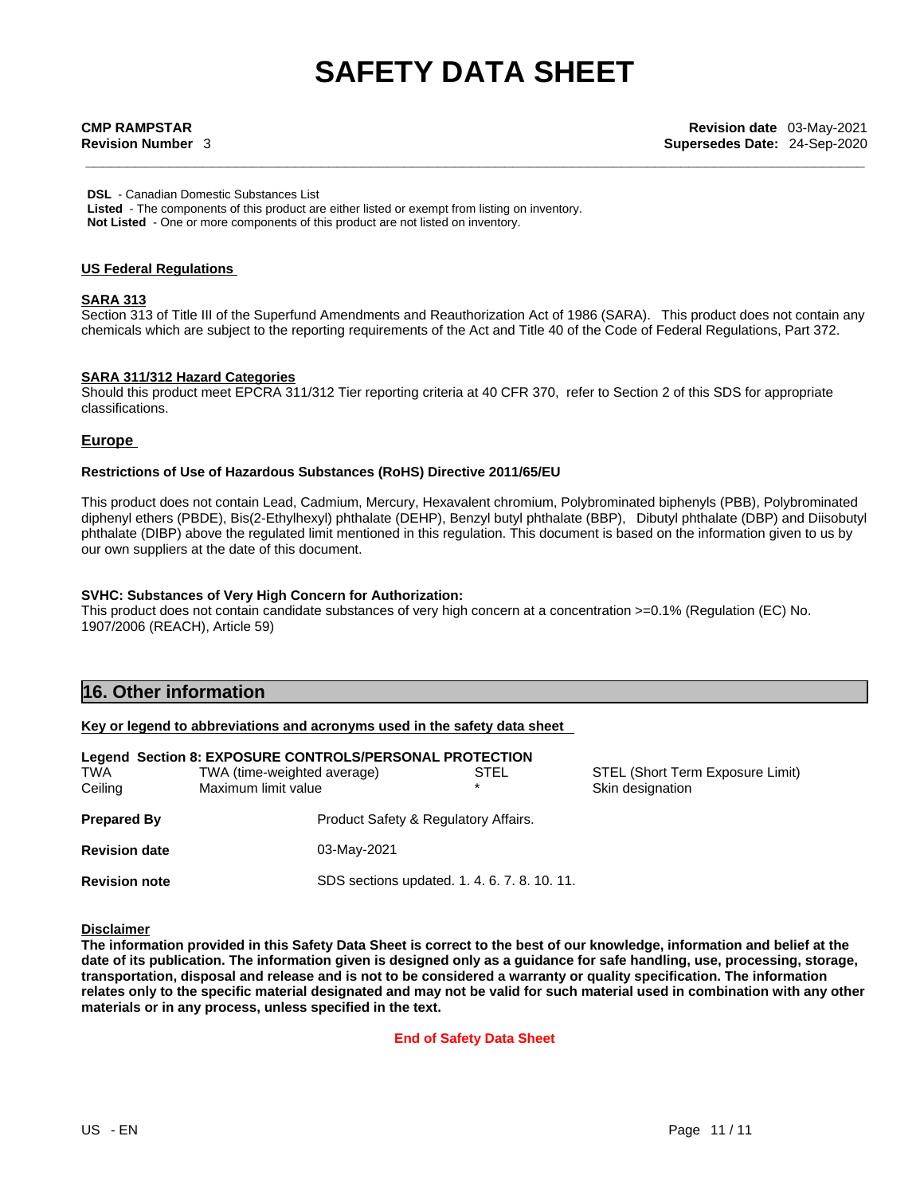**DSL** - Canadian Domestic Substances List
**Listed** - The components of this product are either listed or exempt from listing on inventory.
**Not Listed** - One or more components of this product are not listed on inventory.

### US Federal Regulations

#### SARA 313

Section 313 of Title III of the Superfund Amendments and Reauthorization Act of 1986 (SARA). This product does not contain any chemicals which are subject to the reporting requirements of the Act and Title 40 of the Code of Federal Regulations, Part 372.

#### SARA 311/312 Hazard Categories

Should this product meet EPCRA 311/312 Tier reporting criteria at 40 CFR 370, refer to Section 2 of this SDS for appropriate classifications.

### Europe

**Restrictions of Use of Hazardous Substances (RoHS) Directive 2011/65/EU**

This product does not contain Lead, Cadmium, Mercury, Hexavalent chromium, Polybrominated biphenyls (PBB), Polybrominated diphenyl ethers (PBDE), Bis(2-Ethylhexyl) phthalate (DEHP), Benzyl butyl phthalate (BBP), Dibutyl phthalate (DBP) and Diisobutyl phthalate (DIBP) above the regulated limit mentioned in this regulation. This document is based on the information given to us by our own suppliers at the date of this document.

**SVHC: Substances of Very High Concern for Authorization:**
This product does not contain candidate substances of very high concern at a concentration >=0.1% (Regulation (EC) No. 1907/2006 (REACH), Article 59)

## 16. Other information

**Key or legend to abbreviations and acronyms used in the safety data sheet**

**Legend Section 8: EXPOSURE CONTROLS/PERSONAL PROTECTION**

| | | | |
|---|---|---|---|
| TWA | TWA (time-weighted average) | STEL | STEL (Short Term Exposure Limit) |
| Ceiling | Maximum limit value | * | Skin designation |

**Prepared By** Product Safety & Regulatory Affairs.

**Revision date** 03-May-2021

**Revision note** SDS sections updated. 1. 4. 6. 7. 8. 10. 11.

**Disclaimer**

**The information provided in this Safety Data Sheet is correct to the best of our knowledge, information and belief at the date of its publication. The information given is designed only as a guidance for safe handling, use, processing, storage, transportation, disposal and release and is not to be considered a warranty or quality specification. The information relates only to the specific material designated and may not be valid for such material used in combination with any other materials or in any process, unless specified in the text.**

**End of Safety Data Sheet**